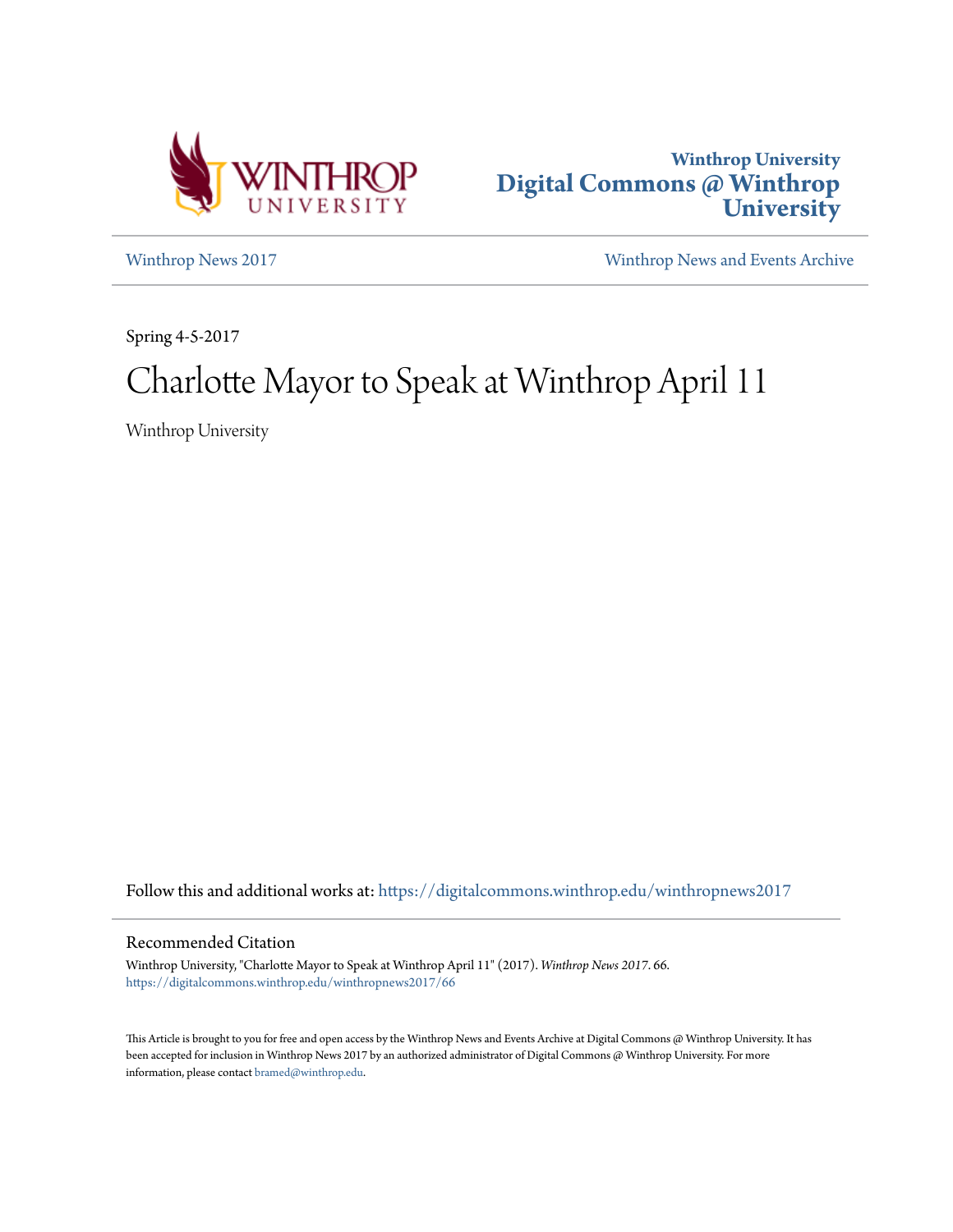Winthrop University
Digital Commons @ Winthrop University

Winthrop News 2017

Winthrop News and Events Archive

Spring 4-5-2017

# Charlotte Mayor to Speak at Winthrop April 11

Winthrop University

Follow this and additional works at: https://digitalcommons.winthrop.edu/winthropnews2017

## Recommended Citation

Winthrop University, "Charlotte Mayor to Speak at Winthrop April 11" (2017). *Winthrop News 2017*. 66.
https://digitalcommons.winthrop.edu/winthropnews2017/66

This Article is brought to you for free and open access by the Winthrop News and Events Archive at Digital Commons @ Winthrop University. It has been accepted for inclusion in Winthrop News 2017 by an authorized administrator of Digital Commons @ Winthrop University. For more information, please contact bramed@winthrop.edu.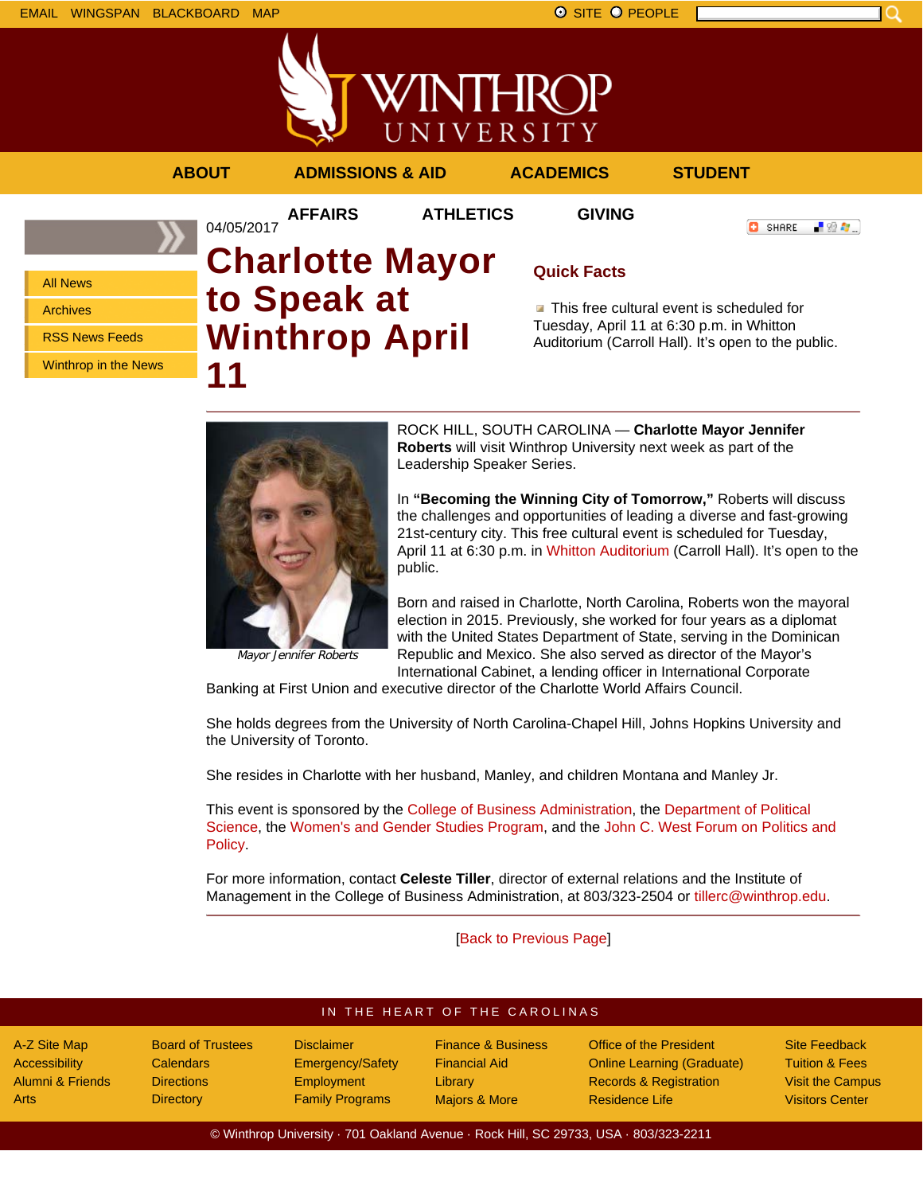EMAIL WINGSPAN BLACKBOARD MAP

SITE PEOPLE

ABOUT ADMISSIONS & AID ACADEMICS STUDENT AFFAIRS ATHLETICS GIVING

- All News
- Archives
- RSS News Feeds
- Winthrop in the News

04/05/2017

# Charlotte Mayor to Speak at Winthrop April 11

## Quick Facts

- This free cultural event is scheduled for Tuesday, April 11 at 6:30 p.m. in Whitton Auditorium (Carroll Hall). It's open to the public.

*Mayor Jennifer Roberts*

ROCK HILL, SOUTH CAROLINA — **Charlotte Mayor Jennifer Roberts** will visit Winthrop University next week as part of the Leadership Speaker Series.

In **"Becoming the Winning City of Tomorrow,"** Roberts will discuss the challenges and opportunities of leading a diverse and fast-growing 21st-century city. This free cultural event is scheduled for Tuesday, April 11 at 6:30 p.m. in Whitton Auditorium (Carroll Hall). It's open to the public.

Born and raised in Charlotte, North Carolina, Roberts won the mayoral election in 2015. Previously, she worked for four years as a diplomat with the United States Department of State, serving in the Dominican Republic and Mexico. She also served as director of the Mayor's International Cabinet, a lending officer in International Corporate Banking at First Union and executive director of the Charlotte World Affairs Council.

She holds degrees from the University of North Carolina-Chapel Hill, Johns Hopkins University and the University of Toronto.

She resides in Charlotte with her husband, Manley, and children Montana and Manley Jr.

This event is sponsored by the College of Business Administration, the Department of Political Science, the Women's and Gender Studies Program, and the John C. West Forum on Politics and Policy.

For more information, contact **Celeste Tiller**, director of external relations and the Institute of Management in the College of Business Administration, at 803/323-2504 or tillerc@winthrop.edu.

[Back to Previous Page]

IN THE HEART OF THE CAROLINAS

A-Z Site Map, Accessibility, Alumni & Friends, Arts, Board of Trustees, Calendars, Directions, Directory, Disclaimer, Emergency/Safety, Employment, Family Programs, Finance & Business, Financial Aid, Library, Majors & More, Office of the President, Online Learning (Graduate), Records & Registration, Residence Life, Site Feedback, Tuition & Fees, Visit the Campus, Visitors Center

© Winthrop University · 701 Oakland Avenue · Rock Hill, SC 29733, USA · 803/323-2211